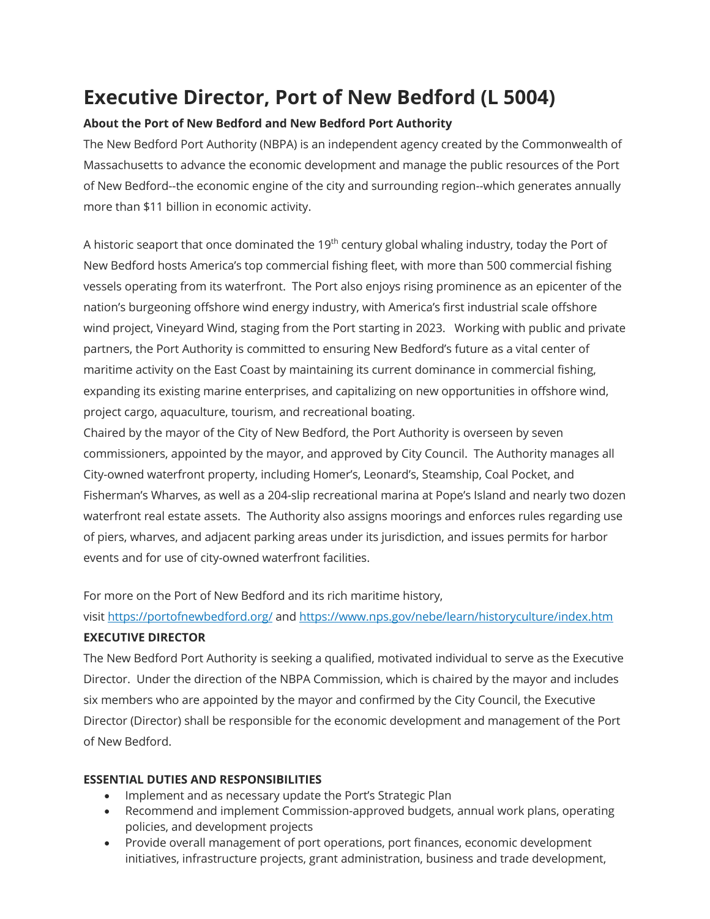# Executive Director, Port of New Bedford (L 5004)

**About the Port of New Bedford and New Bedford Port Authority**

The New Bedford Port Authority (NBPA) is an independent agency created by the Commonwealth of Massachusetts to advance the economic development and manage the public resources of the Port of New Bedford--the economic engine of the city and surrounding region--which generates annually more than $11 billion in economic activity.

A historic seaport that once dominated the 19th century global whaling industry, today the Port of New Bedford hosts America's top commercial fishing fleet, with more than 500 commercial fishing vessels operating from its waterfront. The Port also enjoys rising prominence as an epicenter of the nation's burgeoning offshore wind energy industry, with America's first industrial scale offshore wind project, Vineyard Wind, staging from the Port starting in 2023. Working with public and private partners, the Port Authority is committed to ensuring New Bedford's future as a vital center of maritime activity on the East Coast by maintaining its current dominance in commercial fishing, expanding its existing marine enterprises, and capitalizing on new opportunities in offshore wind, project cargo, aquaculture, tourism, and recreational boating.

Chaired by the mayor of the City of New Bedford, the Port Authority is overseen by seven commissioners, appointed by the mayor, and approved by City Council. The Authority manages all City-owned waterfront property, including Homer's, Leonard's, Steamship, Coal Pocket, and Fisherman's Wharves, as well as a 204-slip recreational marina at Pope's Island and nearly two dozen waterfront real estate assets. The Authority also assigns moorings and enforces rules regarding use of piers, wharves, and adjacent parking areas under its jurisdiction, and issues permits for harbor events and for use of city-owned waterfront facilities.

For more on the Port of New Bedford and its rich maritime history, visit https://portofnewbedford.org/ and https://www.nps.gov/nebe/learn/historyculture/index.htm

**EXECUTIVE DIRECTOR**

The New Bedford Port Authority is seeking a qualified, motivated individual to serve as the Executive Director. Under the direction of the NBPA Commission, which is chaired by the mayor and includes six members who are appointed by the mayor and confirmed by the City Council, the Executive Director (Director) shall be responsible for the economic development and management of the Port of New Bedford.

**ESSENTIAL DUTIES AND RESPONSIBILITIES**

- Implement and as necessary update the Port's Strategic Plan
- Recommend and implement Commission-approved budgets, annual work plans, operating policies, and development projects
- Provide overall management of port operations, port finances, economic development initiatives, infrastructure projects, grant administration, business and trade development,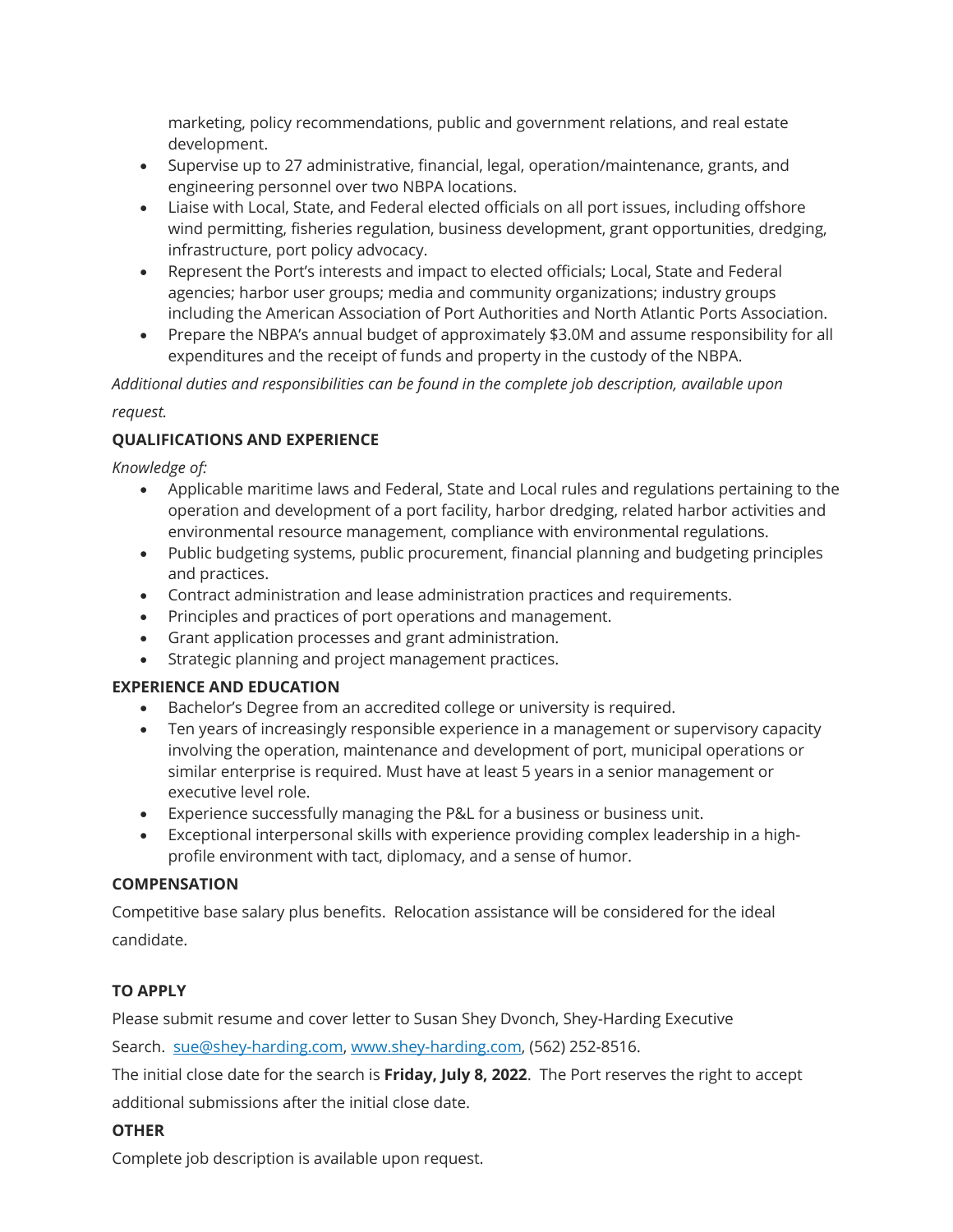marketing, policy recommendations, public and government relations, and real estate development.

- Supervise up to 27 administrative, financial, legal, operation/maintenance, grants, and engineering personnel over two NBPA locations.
- Liaise with Local, State, and Federal elected officials on all port issues, including offshore wind permitting, fisheries regulation, business development, grant opportunities, dredging, infrastructure, port policy advocacy.
- Represent the Port's interests and impact to elected officials; Local, State and Federal agencies; harbor user groups; media and community organizations; industry groups including the American Association of Port Authorities and North Atlantic Ports Association.
- Prepare the NBPA's annual budget of approximately $3.0M and assume responsibility for all expenditures and the receipt of funds and property in the custody of the NBPA.

*Additional duties and responsibilities can be found in the complete job description, available upon request.*

**QUALIFICATIONS AND EXPERIENCE**

*Knowledge of:*

- Applicable maritime laws and Federal, State and Local rules and regulations pertaining to the operation and development of a port facility, harbor dredging, related harbor activities and environmental resource management, compliance with environmental regulations.
- Public budgeting systems, public procurement, financial planning and budgeting principles and practices.
- Contract administration and lease administration practices and requirements.
- Principles and practices of port operations and management.
- Grant application processes and grant administration.
- Strategic planning and project management practices.

**EXPERIENCE AND EDUCATION**

- Bachelor's Degree from an accredited college or university is required.
- Ten years of increasingly responsible experience in a management or supervisory capacity involving the operation, maintenance and development of port, municipal operations or similar enterprise is required. Must have at least 5 years in a senior management or executive level role.
- Experience successfully managing the P&L for a business or business unit.
- Exceptional interpersonal skills with experience providing complex leadership in a high-profile environment with tact, diplomacy, and a sense of humor.

**COMPENSATION**

Competitive base salary plus benefits. Relocation assistance will be considered for the ideal candidate.

**TO APPLY**

Please submit resume and cover letter to Susan Shey Dvonch, Shey-Harding Executive Search. sue@shey-harding.com, www.shey-harding.com, (562) 252-8516.

The initial close date for the search is **Friday, July 8, 2022**. The Port reserves the right to accept additional submissions after the initial close date.

**OTHER**

Complete job description is available upon request.